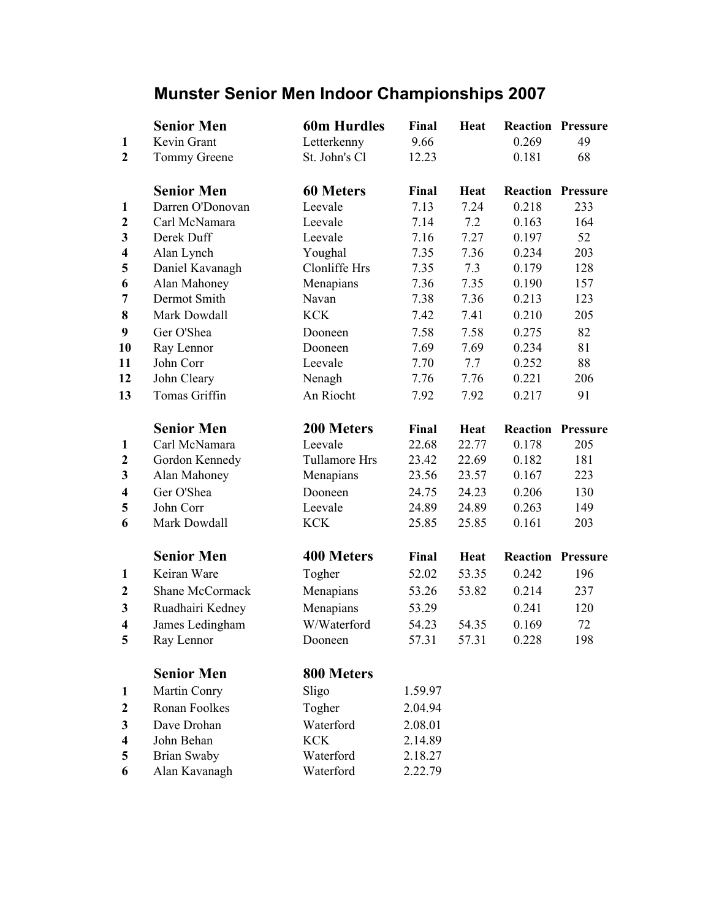# Munster Senior Men Indoor Championships 2007

| | Senior Men | 60m Hurdles | Final | Heat | Reaction | Pressure |
|---|---|---|---|---|---|---|
| 1 | Kevin Grant | Letterkenny | 9.66 | | 0.269 | 49 |
| 2 | Tommy Greene | St. John's Cl | 12.23 | | 0.181 | 68 |

| | Senior Men | 60 Meters | Final | Heat | Reaction | Pressure |
|---|---|---|---|---|---|---|
| 1 | Darren O'Donovan | Leevale | 7.13 | 7.24 | 0.218 | 233 |
| 2 | Carl McNamara | Leevale | 7.14 | 7.2 | 0.163 | 164 |
| 3 | Derek Duff | Leevale | 7.16 | 7.27 | 0.197 | 52 |
| 4 | Alan Lynch | Youghal | 7.35 | 7.36 | 0.234 | 203 |
| 5 | Daniel Kavanagh | Clonliffe Hrs | 7.35 | 7.3 | 0.179 | 128 |
| 6 | Alan Mahoney | Menapians | 7.36 | 7.35 | 0.190 | 157 |
| 7 | Dermot Smith | Navan | 7.38 | 7.36 | 0.213 | 123 |
| 8 | Mark Dowdall | KCK | 7.42 | 7.41 | 0.210 | 205 |
| 9 | Ger O'Shea | Dooneen | 7.58 | 7.58 | 0.275 | 82 |
| 10 | Ray Lennor | Dooneen | 7.69 | 7.69 | 0.234 | 81 |
| 11 | John Corr | Leevale | 7.70 | 7.7 | 0.252 | 88 |
| 12 | John Cleary | Nenagh | 7.76 | 7.76 | 0.221 | 206 |
| 13 | Tomas Griffin | An Riocht | 7.92 | 7.92 | 0.217 | 91 |

| | Senior Men | 200 Meters | Final | Heat | Reaction | Pressure |
|---|---|---|---|---|---|---|
| 1 | Carl McNamara | Leevale | 22.68 | 22.77 | 0.178 | 205 |
| 2 | Gordon Kennedy | Tullamore Hrs | 23.42 | 22.69 | 0.182 | 181 |
| 3 | Alan Mahoney | Menapians | 23.56 | 23.57 | 0.167 | 223 |
| 4 | Ger O'Shea | Dooneen | 24.75 | 24.23 | 0.206 | 130 |
| 5 | John Corr | Leevale | 24.89 | 24.89 | 0.263 | 149 |
| 6 | Mark Dowdall | KCK | 25.85 | 25.85 | 0.161 | 203 |

| | Senior Men | 400 Meters | Final | Heat | Reaction | Pressure |
|---|---|---|---|---|---|---|
| 1 | Keiran Ware | Togher | 52.02 | 53.35 | 0.242 | 196 |
| 2 | Shane McCormack | Menapians | 53.26 | 53.82 | 0.214 | 237 |
| 3 | Ruadhairi Kedney | Menapians | 53.29 | | 0.241 | 120 |
| 4 | James Ledingham | W/Waterford | 54.23 | 54.35 | 0.169 | 72 |
| 5 | Ray Lennor | Dooneen | 57.31 | 57.31 | 0.228 | 198 |

| | Senior Men | 800 Meters | |
|---|---|---|---|
| 1 | Martin Conry | Sligo | 1.59.97 |
| 2 | Ronan Foolkes | Togher | 2.04.94 |
| 3 | Dave Drohan | Waterford | 2.08.01 |
| 4 | John Behan | KCK | 2.14.89 |
| 5 | Brian Swaby | Waterford | 2.18.27 |
| 6 | Alan Kavanagh | Waterford | 2.22.79 |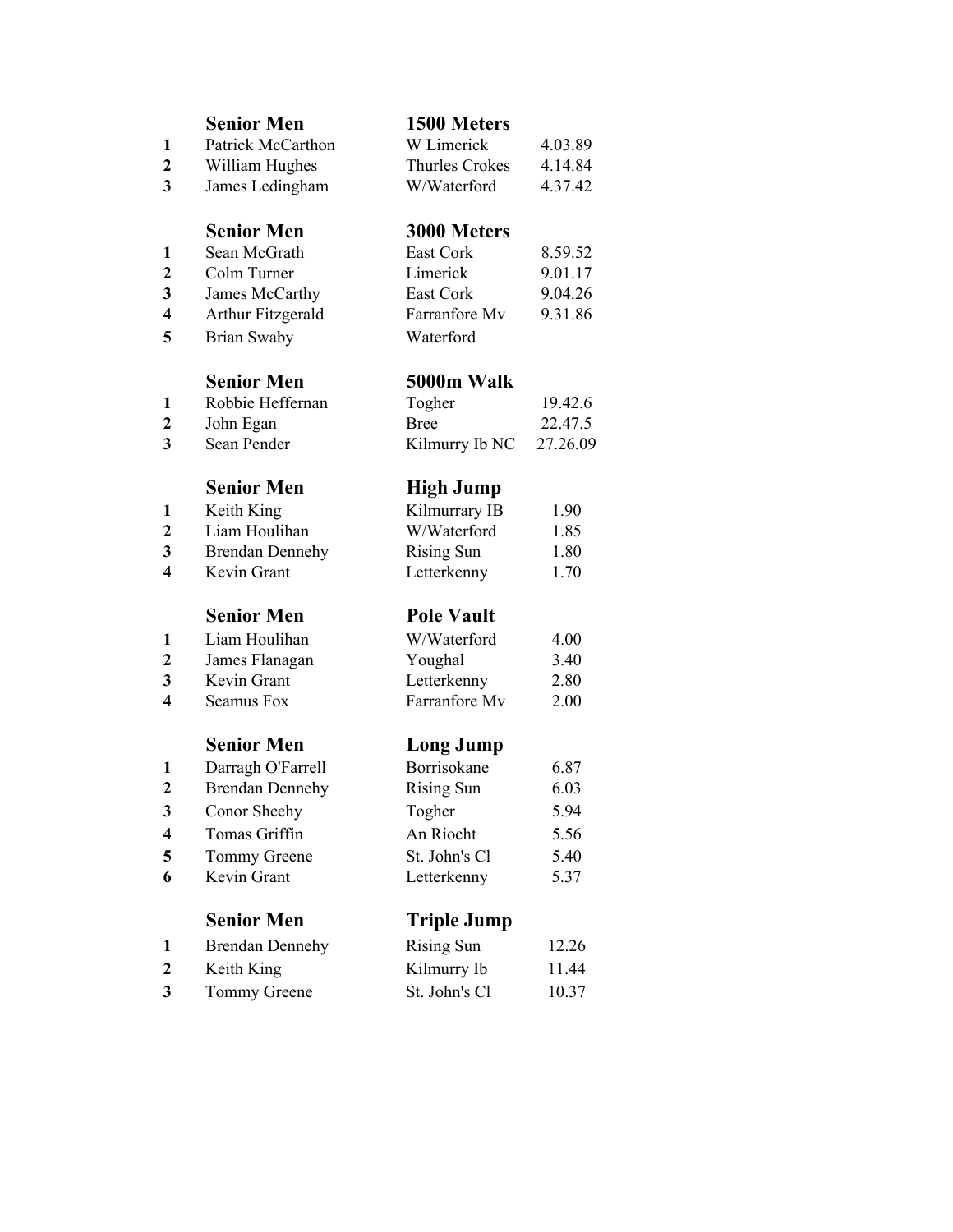### Senior Men — 1500 Meters

| | Name | Club | Time |
|---|---|---|---|
| **1** | Patrick McCarthon | W Limerick | 4.03.89 |
| **2** | William Hughes | Thurles Crokes | 4.14.84 |
| **3** | James Ledingham | W/Waterford | 4.37.42 |

### Senior Men — 3000 Meters

| | Name | Club | Time |
|---|---|---|---|
| **1** | Sean McGrath | East Cork | 8.59.52 |
| **2** | Colm Turner | Limerick | 9.01.17 |
| **3** | James McCarthy | East Cork | 9.04.26 |
| **4** | Arthur Fitzgerald | Farranfore Mv | 9.31.86 |
| **5** | Brian Swaby | Waterford | |

### Senior Men — 5000m Walk

| | Name | Club | Time |
|---|---|---|---|
| **1** | Robbie Heffernan | Togher | 19.42.6 |
| **2** | John Egan | Bree | 22.47.5 |
| **3** | Sean Pender | Kilmurry Ib NC | 27.26.09 |

### Senior Men — High Jump

| | Name | Club | Height |
|---|---|---|---|
| **1** | Keith King | Kilmurrary IB | 1.90 |
| **2** | Liam Houlihan | W/Waterford | 1.85 |
| **3** | Brendan Dennehy | Rising Sun | 1.80 |
| **4** | Kevin Grant | Letterkenny | 1.70 |

### Senior Men — Pole Vault

| | Name | Club | Height |
|---|---|---|---|
| **1** | Liam Houlihan | W/Waterford | 4.00 |
| **2** | James Flanagan | Youghal | 3.40 |
| **3** | Kevin Grant | Letterkenny | 2.80 |
| **4** | Seamus Fox | Farranfore Mv | 2.00 |

### Senior Men — Long Jump

| | Name | Club | Distance |
|---|---|---|---|
| **1** | Darragh O'Farrell | Borrisokane | 6.87 |
| **2** | Brendan Dennehy | Rising Sun | 6.03 |
| **3** | Conor Sheehy | Togher | 5.94 |
| **4** | Tomas Griffin | An Riocht | 5.56 |
| **5** | Tommy Greene | St. John's Cl | 5.40 |
| **6** | Kevin Grant | Letterkenny | 5.37 |

### Senior Men — Triple Jump

| | Name | Club | Distance |
|---|---|---|---|
| **1** | Brendan Dennehy | Rising Sun | 12.26 |
| **2** | Keith King | Kilmurry Ib | 11.44 |
| **3** | Tommy Greene | St. John's Cl | 10.37 |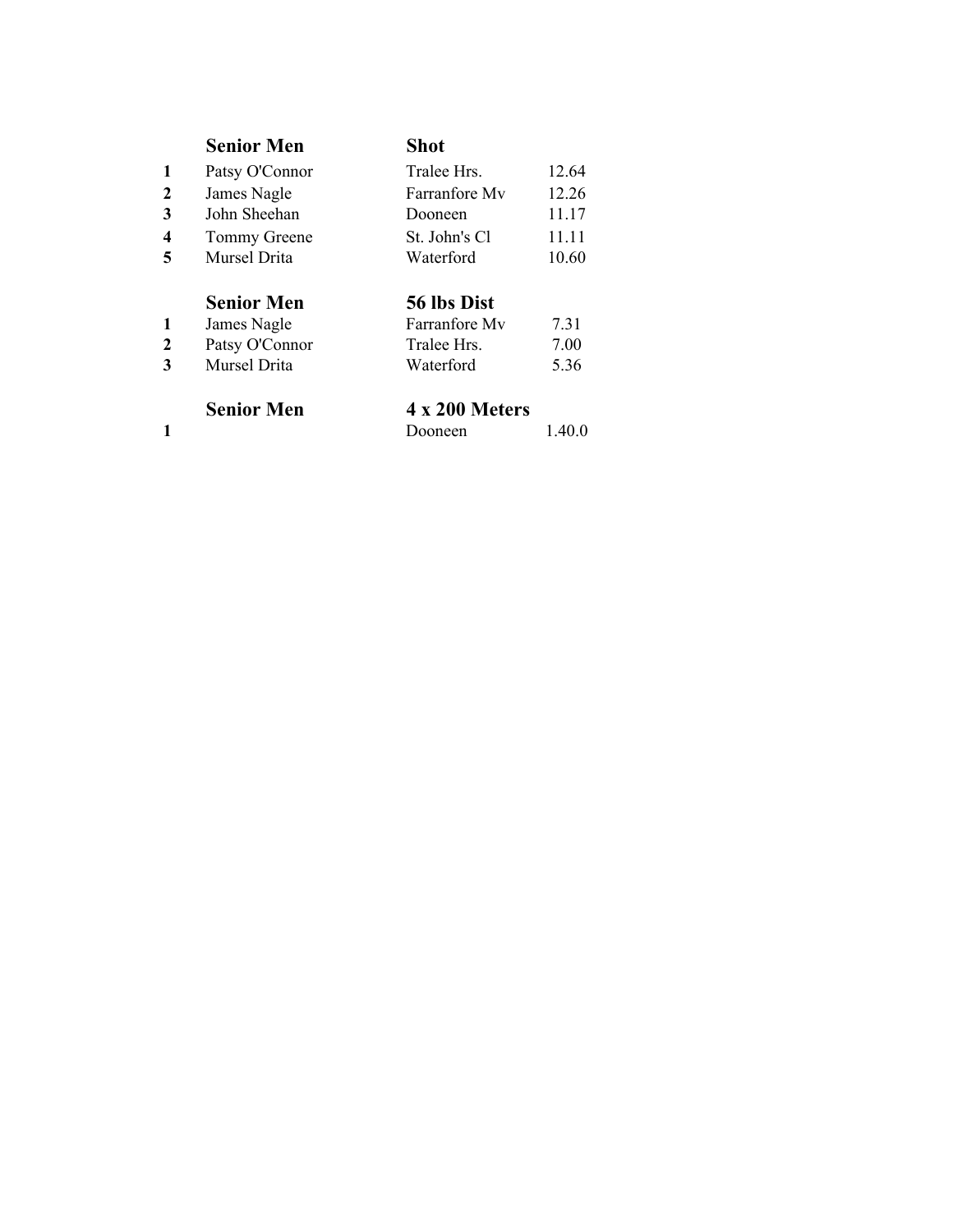| | Senior Men | Shot | |
|---|---|---|---|
| 1 | Patsy O'Connor | Tralee Hrs. | 12.64 |
| 2 | James Nagle | Farranfore Mv | 12.26 |
| 3 | John Sheehan | Dooneen | 11.17 |
| 4 | Tommy Greene | St. John's Cl | 11.11 |
| 5 | Mursel Drita | Waterford | 10.60 |

| | Senior Men | 56 lbs Dist | |
|---|---|---|---|
| 1 | James Nagle | Farranfore Mv | 7.31 |
| 2 | Patsy O'Connor | Tralee Hrs. | 7.00 |
| 3 | Mursel Drita | Waterford | 5.36 |

| | Senior Men | 4 x 200 Meters | |
|---|---|---|---|
| 1 | | Dooneen | 1.40.0 |